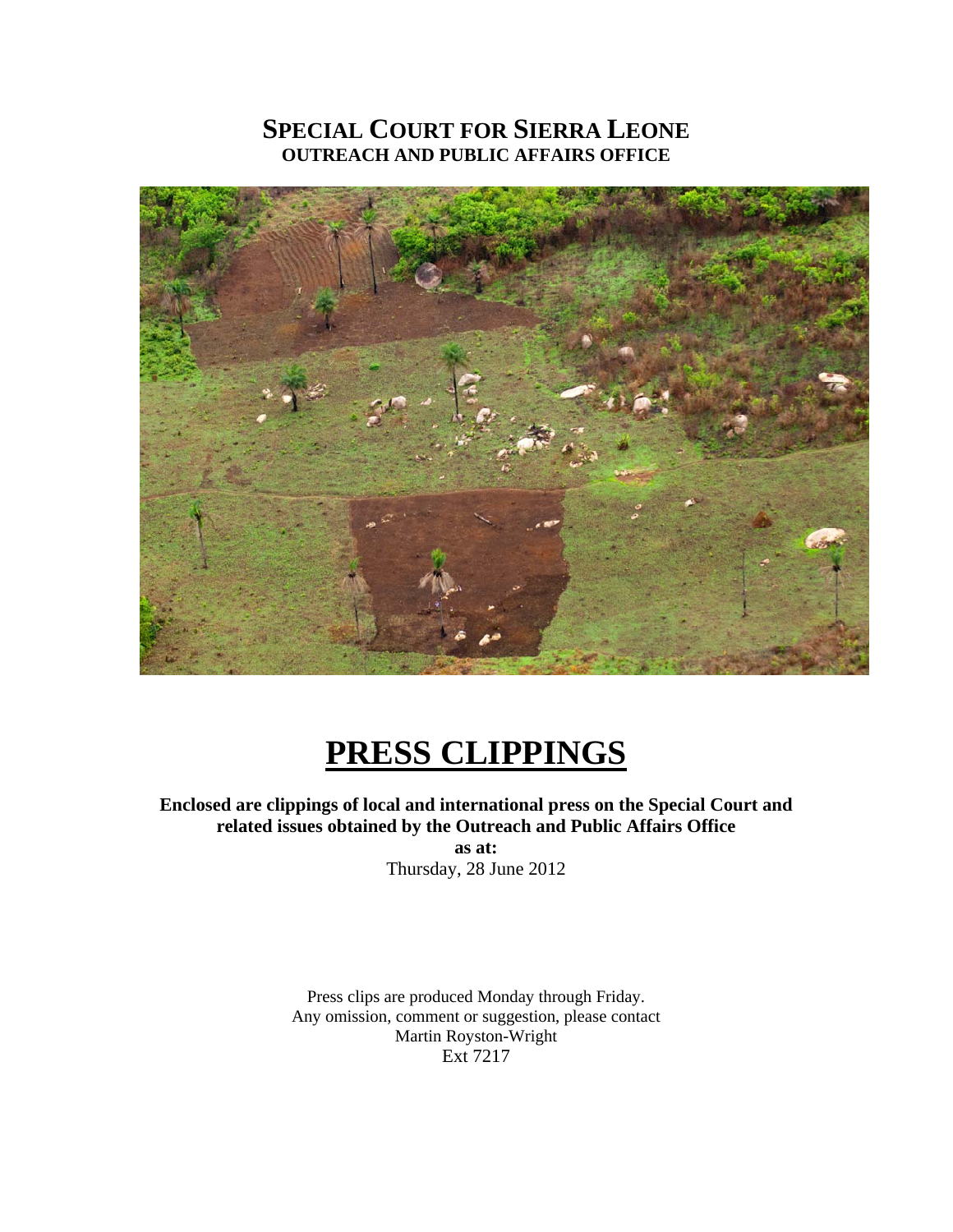# SPECIAL COURT FOR SIERRA LEONE

**OUTREACH AND PUBLIC AFFAIRS OFFICE**

# PRESS CLIPPINGS

**Enclosed are clippings of local and international press on the Special Court and related issues obtained by the Outreach and Public Affairs Office**

**as at:**

Thursday, 28 June 2012

Press clips are produced Monday through Friday.
Any omission, comment or suggestion, please contact
Martin Royston-Wright
Ext 7217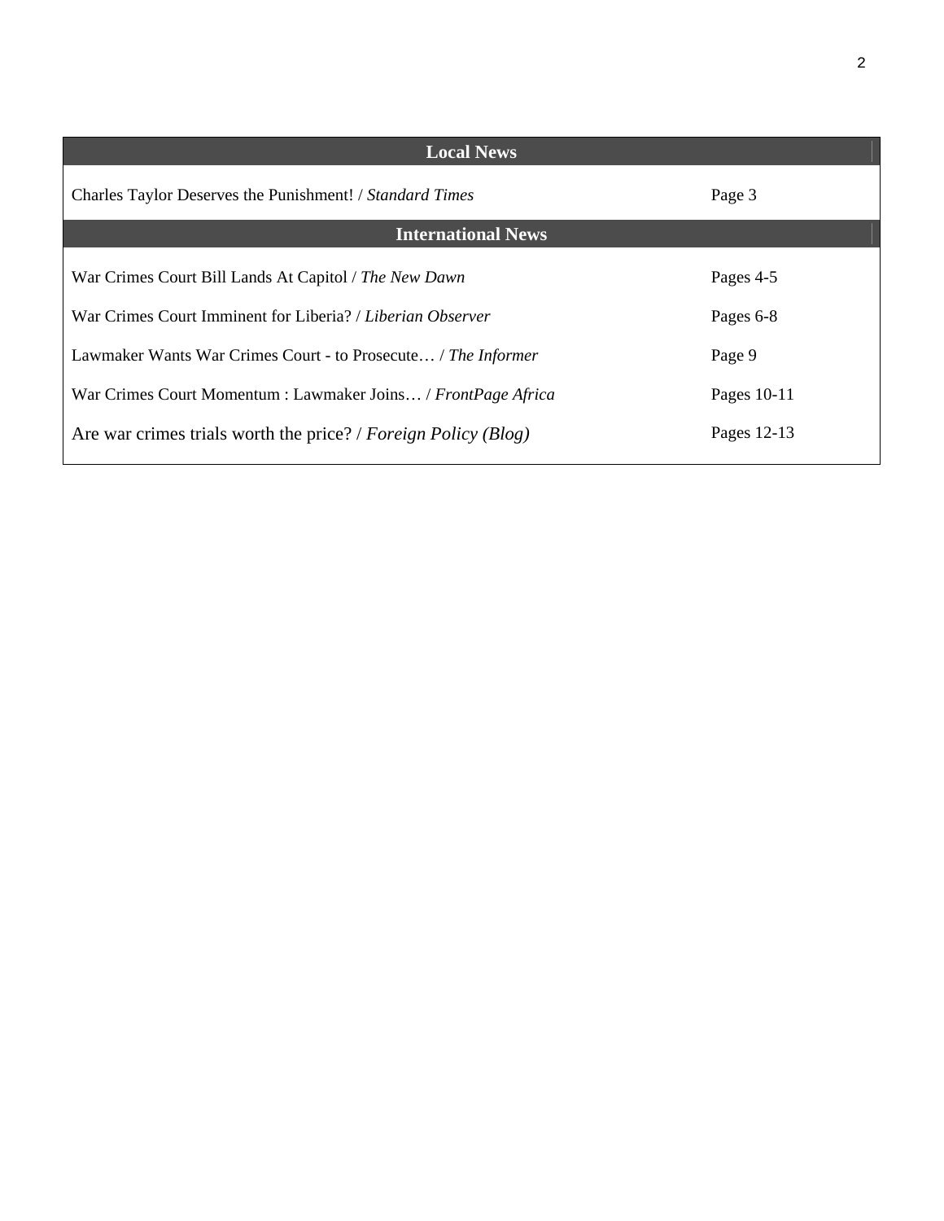| Local News | |
|---|---|
| Charles Taylor Deserves the Punishment! / *Standard Times* | Page 3 |
| **International News** | |
| War Crimes Court Bill Lands At Capitol / *The New Dawn* | Pages 4-5 |
| War Crimes Court Imminent for Liberia? / *Liberian Observer* | Pages 6-8 |
| Lawmaker Wants War Crimes Court - to Prosecute… / *The Informer* | Page 9 |
| War Crimes Court Momentum : Lawmaker Joins… / *FrontPage Africa* | Pages 10-11 |
| Are war crimes trials worth the price? / *Foreign Policy (Blog)* | Pages 12-13 |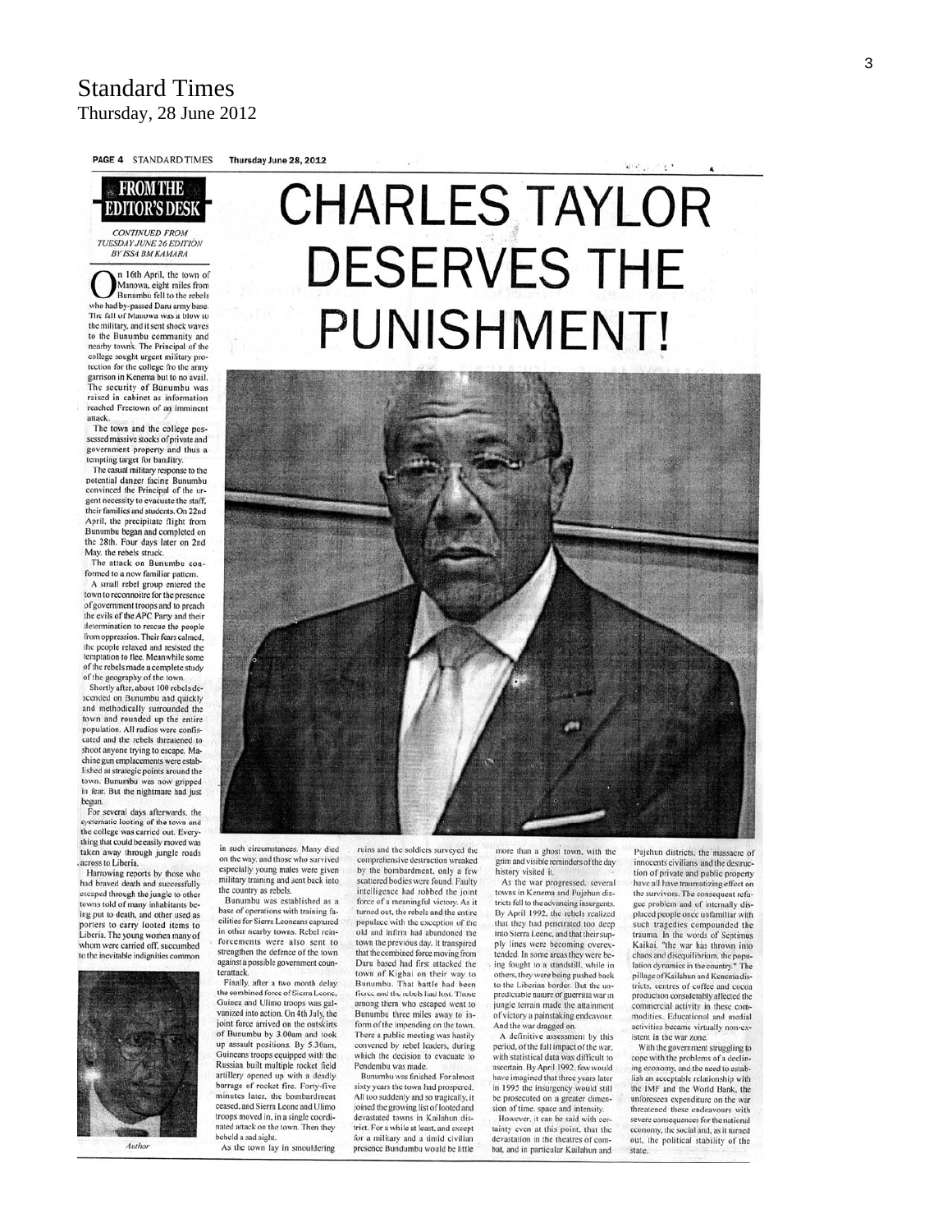# Standard Times
Thursday, 28 June 2012

PAGE 4 STANDARD TIMES Thursday June 28, 2012

**FROM THE EDITOR'S DESK**

*CONTINUED FROM TUESDAY JUNE 26 EDITION*
*BY ISSA BM KAMARA*

# CHARLES TAYLOR DESERVES THE PUNISHMENT!

On 16th April, the town of Manowa, eight miles from Bunumbu fell to the rebels who had by-passed Daru army base. The fall of Manowa was a blow to the military, and it sent shock waves to the Bunumbu community and nearby towns. The Principal of the college sought urgent military protection for the college fro the army garrison in Kenema but to no avail. The security of Bunumbu was raised in cabinet as information reached Freetown of an imminent attack.

The town and the college possessed massive stocks of private and government property and thus a tempting target for banditry.

The casual military response to the potential danger facing Bunumbu convinced the Principal of the urgent necessity to evacuate the staff, their families and students. On 22nd April, the precipitate flight from Bunumbu began and completed on the 28th. Four days later on 2nd May, the rebels struck.

The attack on Bunumbu conformed to a now familiar pattern.

A small rebel group entered the town to reconnoitre for the presence of government troops and to preach the evils of the APC Party and their determination to rescue the people from oppression. Their fears calmed, the people relaxed and resisted the temptation to flee. Meanwhile some of the rebels made a complete study of the geography of the town.

Shortly after, about 100 rebels descended on Bunumbu and quickly and methodically surrounded the town and rounded up the entire population. All radios were confiscated and the rebels threatened to shoot anyone trying to escape. Machine gun emplacements were established at strategic points around the town. Bunumbu was now gripped in fear. But the nightmare had just begun.

For several days afterwards, the systematic looting of the town and the college was carried out. Everything that could be easily moved was taken away through jungle roads across to Liberia.

Harrowing reports by those who had braved death and successfully escaped through the jungle to other towns told of many inhabitants being put to death, and other used as porters to carry looted items to Liberia. The young women many of whom were carried off, succumbed to the inevitable indignities common

Author

in such circumstances. Many died on the way, and those who survived especially young males were given military training and sent back into the country as rebels.

Bunumbu was established as a base of operations with training facilities for Sierra Leoneans captured in other nearby towns. Rebel reinforcements were also sent to strengthen the defence of the town against a possible government counterattack.

Finally, after a two month delay the combined force of Sierra Leone, Guinea and Ulimo troops was galvanized into action. On 4th July, the joint force arrived on the outskirts of Bunumbu by 3.00am and took up assault positions. By 5.30am, Guineans troops equipped with the Russian built multiple rocket field artillery opened up with a deadly barrage of rocket fire. Forty-five minutes later, the bombardment ceased, and Sierra Leone and Ulimo troops moved in, in a single coordinated attack on the town. Then they beheld a sad sight.

As the town lay in smouldering ruins and the soldiers surveyed the comprehensive destruction wreaked by the bombardment, only a few scattered bodies were found. Faulty intelligence had robbed the joint force of a meaningful victory. As it turned out, the rebels and the entire populace with the exception of the old and infirm had abandoned the town the previous day. It transpired that the combined force moving from Daru based had first attacked the town of Kigbai on their way to Bunumbu. That battle had been fierce and the rebels had lost. Those among them who escaped went to Bunumbu three miles away to inform of the impending on the town. There a public meeting was hastily convened by rebel leaders, during which the decision to evacuate to Pendembu was made.

Bunumbu was finished. For almost sixty years the town had prospered. All too suddenly and so tragically, it joined the growing list of looted and devastated towns in Kailahun district. For a while at least, and except for a military and a timid civilian presence Bundumbu would be little more than a ghost town, with the grim and visible reminders of the day history visited it.

As the war progressed, several towns in Kenema and Pujehun districts fell to the advancing insurgents. By April 1992, the rebels realized that they had penetrated too deep into Sierra Leone, and that their supply lines were becoming overextended. In some areas they were being fought to a standstill, while in others, they were being pushed back to the Liberian border. But the unpredictable nature of guerrilla war in jungle terrain made the attainment of victory a painstaking endeavour. And the war dragged on.

A definitive assessment by this period, of the full impact of the war, with statistical data was difficult to ascertain. By April 1992, few would have imagined that three years later in 1995 the insurgency would still be prosecuted on a greater dimension of time, space and intensity.

However, it can be said with certainty even at this point, that the devastation in the theatres of combat, and in particular Kailahun and Pujehun districts, the massacre of innocents civilians and the destruction of private and public property have all have traumatizing effect on the survivors. The consequent refugee problem and of internally displaced people once unfamiliar with such tragedies compounded the trauma. In the words of Septimus Kaikai, "the war has thrown into chaos and disequilibrium, the population dynamics in the country." The pillage of Kailahun and Kenema districts, centres of coffee and cocoa production considerably affected the commercial activity in these commodities. Educational and medial activities became virtually non-existent in the war zone.

With the government struggling to cope with the problems of a declining economy, and the need to establish an acceptable relationship with the IMF and the World Bank, the unforeseen expenditure on the war threatened these endeavours with severe consequences for the national economy, the social and, as it turned out, the political stability of the state.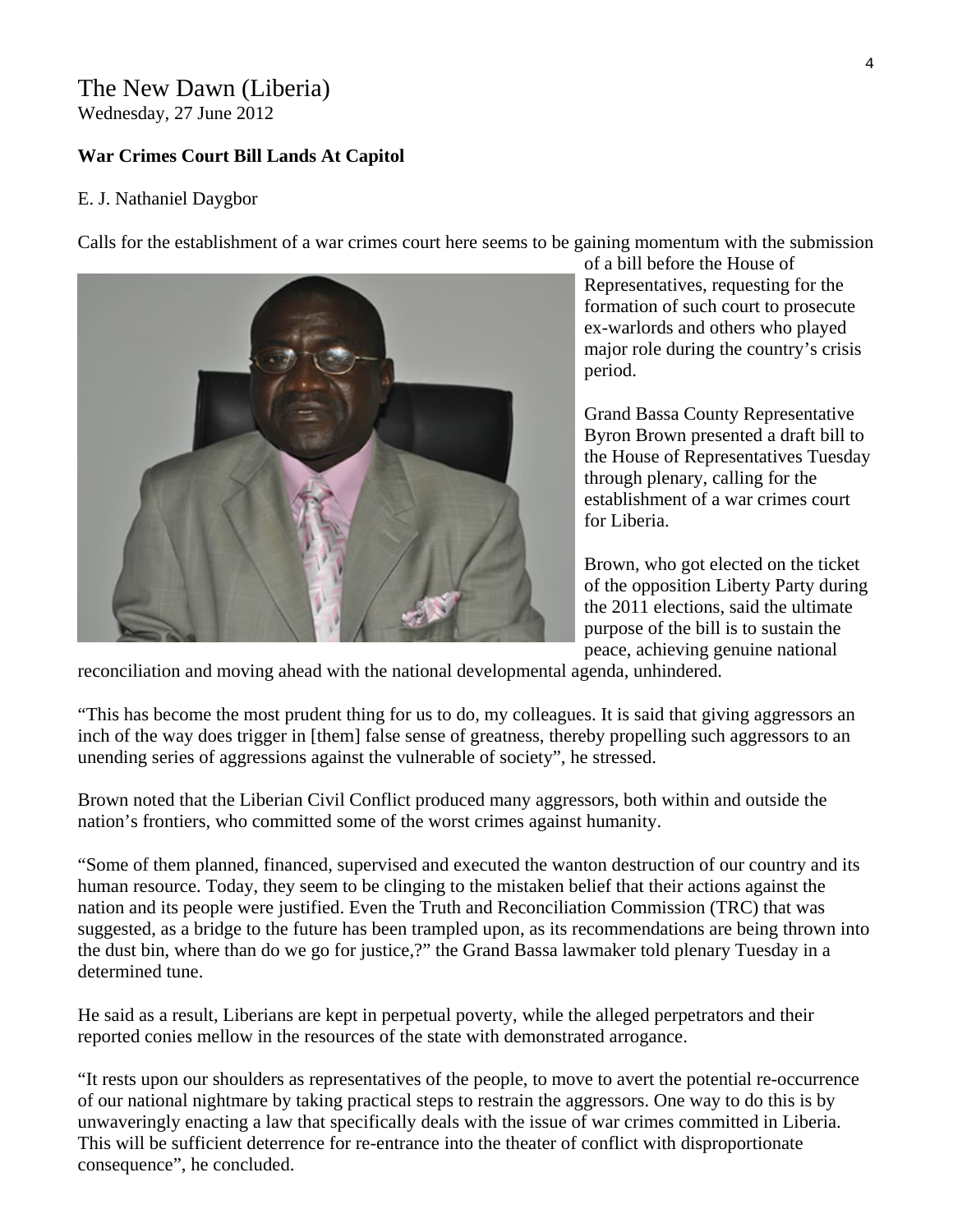The New Dawn (Liberia)
Wednesday, 27 June 2012

**War Crimes Court Bill Lands At Capitol**

E. J. Nathaniel Daygbor

Calls for the establishment of a war crimes court here seems to be gaining momentum with the submission of a bill before the House of Representatives, requesting for the formation of such court to prosecute ex-warlords and others who played major role during the country's crisis period.

Grand Bassa County Representative Byron Brown presented a draft bill to the House of Representatives Tuesday through plenary, calling for the establishment of a war crimes court for Liberia.

Brown, who got elected on the ticket of the opposition Liberty Party during the 2011 elections, said the ultimate purpose of the bill is to sustain the peace, achieving genuine national reconciliation and moving ahead with the national developmental agenda, unhindered.

"This has become the most prudent thing for us to do, my colleagues. It is said that giving aggressors an inch of the way does trigger in [them] false sense of greatness, thereby propelling such aggressors to an unending series of aggressions against the vulnerable of society", he stressed.

Brown noted that the Liberian Civil Conflict produced many aggressors, both within and outside the nation's frontiers, who committed some of the worst crimes against humanity.

"Some of them planned, financed, supervised and executed the wanton destruction of our country and its human resource. Today, they seem to be clinging to the mistaken belief that their actions against the nation and its people were justified. Even the Truth and Reconciliation Commission (TRC) that was suggested, as a bridge to the future has been trampled upon, as its recommendations are being thrown into the dust bin, where than do we go for justice,?" the Grand Bassa lawmaker told plenary Tuesday in a determined tune.

He said as a result, Liberians are kept in perpetual poverty, while the alleged perpetrators and their reported conies mellow in the resources of the state with demonstrated arrogance.

"It rests upon our shoulders as representatives of the people, to move to avert the potential re-occurrence of our national nightmare by taking practical steps to restrain the aggressors. One way to do this is by unwaveringly enacting a law that specifically deals with the issue of war crimes committed in Liberia. This will be sufficient deterrence for re-entrance into the theater of conflict with disproportionate consequence", he concluded.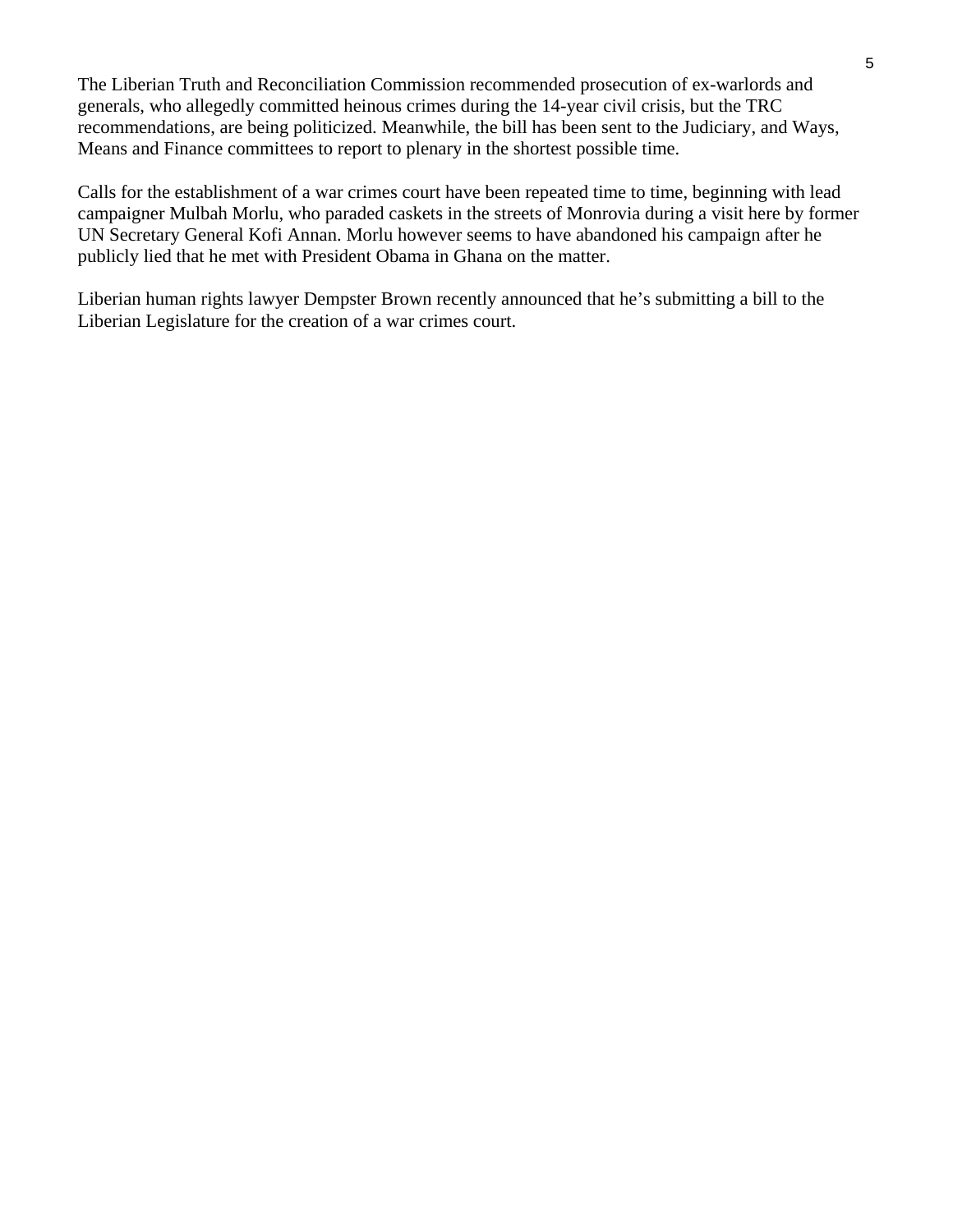The Liberian Truth and Reconciliation Commission recommended prosecution of ex-warlords and generals, who allegedly committed heinous crimes during the 14-year civil crisis, but the TRC recommendations, are being politicized. Meanwhile, the bill has been sent to the Judiciary, and Ways, Means and Finance committees to report to plenary in the shortest possible time.

Calls for the establishment of a war crimes court have been repeated time to time, beginning with lead campaigner Mulbah Morlu, who paraded caskets in the streets of Monrovia during a visit here by former UN Secretary General Kofi Annan. Morlu however seems to have abandoned his campaign after he publicly lied that he met with President Obama in Ghana on the matter.

Liberian human rights lawyer Dempster Brown recently announced that he's submitting a bill to the Liberian Legislature for the creation of a war crimes court.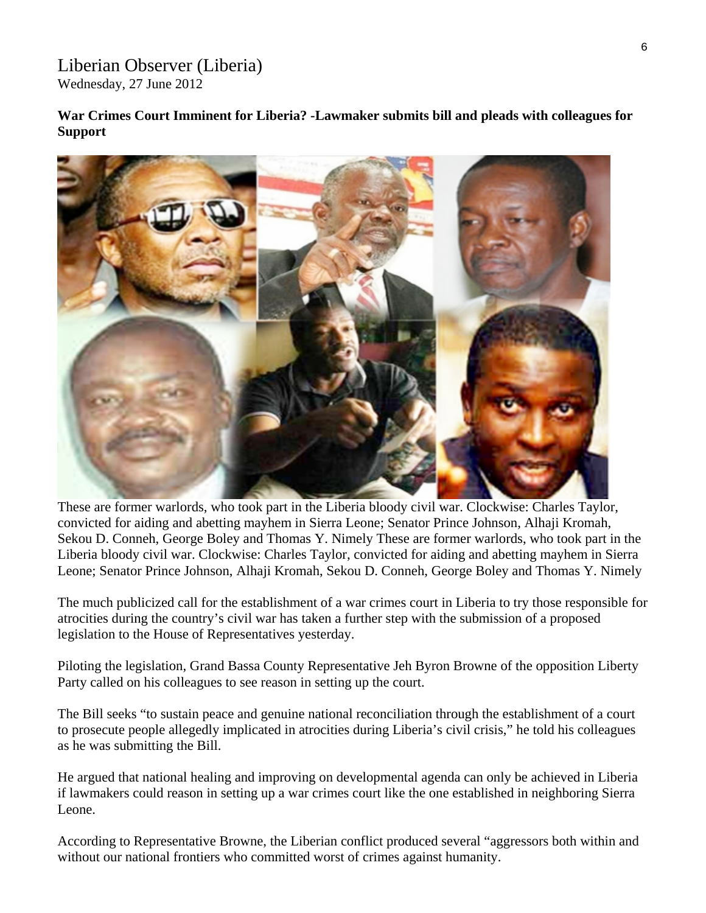# Liberian Observer (Liberia)

Wednesday, 27 June 2012

**War Crimes Court Imminent for Liberia? -Lawmaker submits bill and pleads with colleagues for Support**

These are former warlords, who took part in the Liberia bloody civil war. Clockwise: Charles Taylor, convicted for aiding and abetting mayhem in Sierra Leone; Senator Prince Johnson, Alhaji Kromah, Sekou D. Conneh, George Boley and Thomas Y. Nimely These are former warlords, who took part in the Liberia bloody civil war. Clockwise: Charles Taylor, convicted for aiding and abetting mayhem in Sierra Leone; Senator Prince Johnson, Alhaji Kromah, Sekou D. Conneh, George Boley and Thomas Y. Nimely

The much publicized call for the establishment of a war crimes court in Liberia to try those responsible for atrocities during the country's civil war has taken a further step with the submission of a proposed legislation to the House of Representatives yesterday.

Piloting the legislation, Grand Bassa County Representative Jeh Byron Browne of the opposition Liberty Party called on his colleagues to see reason in setting up the court.

The Bill seeks "to sustain peace and genuine national reconciliation through the establishment of a court to prosecute people allegedly implicated in atrocities during Liberia's civil crisis," he told his colleagues as he was submitting the Bill.

He argued that national healing and improving on developmental agenda can only be achieved in Liberia if lawmakers could reason in setting up a war crimes court like the one established in neighboring Sierra Leone.

According to Representative Browne, the Liberian conflict produced several "aggressors both within and without our national frontiers who committed worst of crimes against humanity.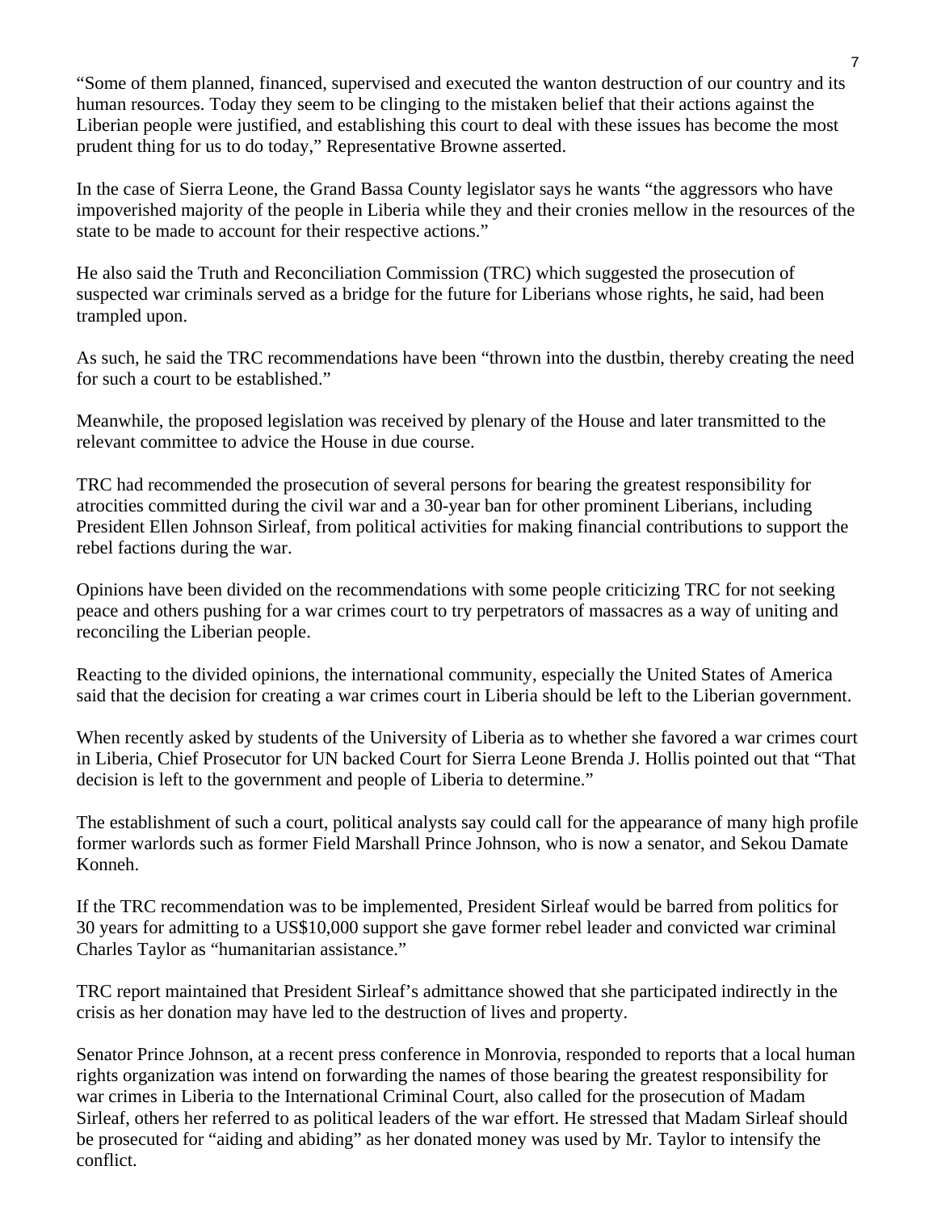"Some of them planned, financed, supervised and executed the wanton destruction of our country and its human resources. Today they seem to be clinging to the mistaken belief that their actions against the Liberian people were justified, and establishing this court to deal with these issues has become the most prudent thing for us to do today," Representative Browne asserted.

In the case of Sierra Leone, the Grand Bassa County legislator says he wants "the aggressors who have impoverished majority of the people in Liberia while they and their cronies mellow in the resources of the state to be made to account for their respective actions."

He also said the Truth and Reconciliation Commission (TRC) which suggested the prosecution of suspected war criminals served as a bridge for the future for Liberians whose rights, he said, had been trampled upon.

As such, he said the TRC recommendations have been "thrown into the dustbin, thereby creating the need for such a court to be established."

Meanwhile, the proposed legislation was received by plenary of the House and later transmitted to the relevant committee to advice the House in due course.

TRC had recommended the prosecution of several persons for bearing the greatest responsibility for atrocities committed during the civil war and a 30-year ban for other prominent Liberians, including President Ellen Johnson Sirleaf, from political activities for making financial contributions to support the rebel factions during the war.

Opinions have been divided on the recommendations with some people criticizing TRC for not seeking peace and others pushing for a war crimes court to try perpetrators of massacres as a way of uniting and reconciling the Liberian people.

Reacting to the divided opinions, the international community, especially the United States of America said that the decision for creating a war crimes court in Liberia should be left to the Liberian government.

When recently asked by students of the University of Liberia as to whether she favored a war crimes court in Liberia, Chief Prosecutor for UN backed Court for Sierra Leone Brenda J. Hollis pointed out that "That decision is left to the government and people of Liberia to determine."

The establishment of such a court, political analysts say could call for the appearance of many high profile former warlords such as former Field Marshall Prince Johnson, who is now a senator, and Sekou Damate Konneh.

If the TRC recommendation was to be implemented, President Sirleaf would be barred from politics for 30 years for admitting to a US$10,000 support she gave former rebel leader and convicted war criminal Charles Taylor as "humanitarian assistance."

TRC report maintained that President Sirleaf's admittance showed that she participated indirectly in the crisis as her donation may have led to the destruction of lives and property.

Senator Prince Johnson, at a recent press conference in Monrovia, responded to reports that a local human rights organization was intend on forwarding the names of those bearing the greatest responsibility for war crimes in Liberia to the International Criminal Court, also called for the prosecution of Madam Sirleaf, others her referred to as political leaders of the war effort. He stressed that Madam Sirleaf should be prosecuted for "aiding and abiding" as her donated money was used by Mr. Taylor to intensify the conflict.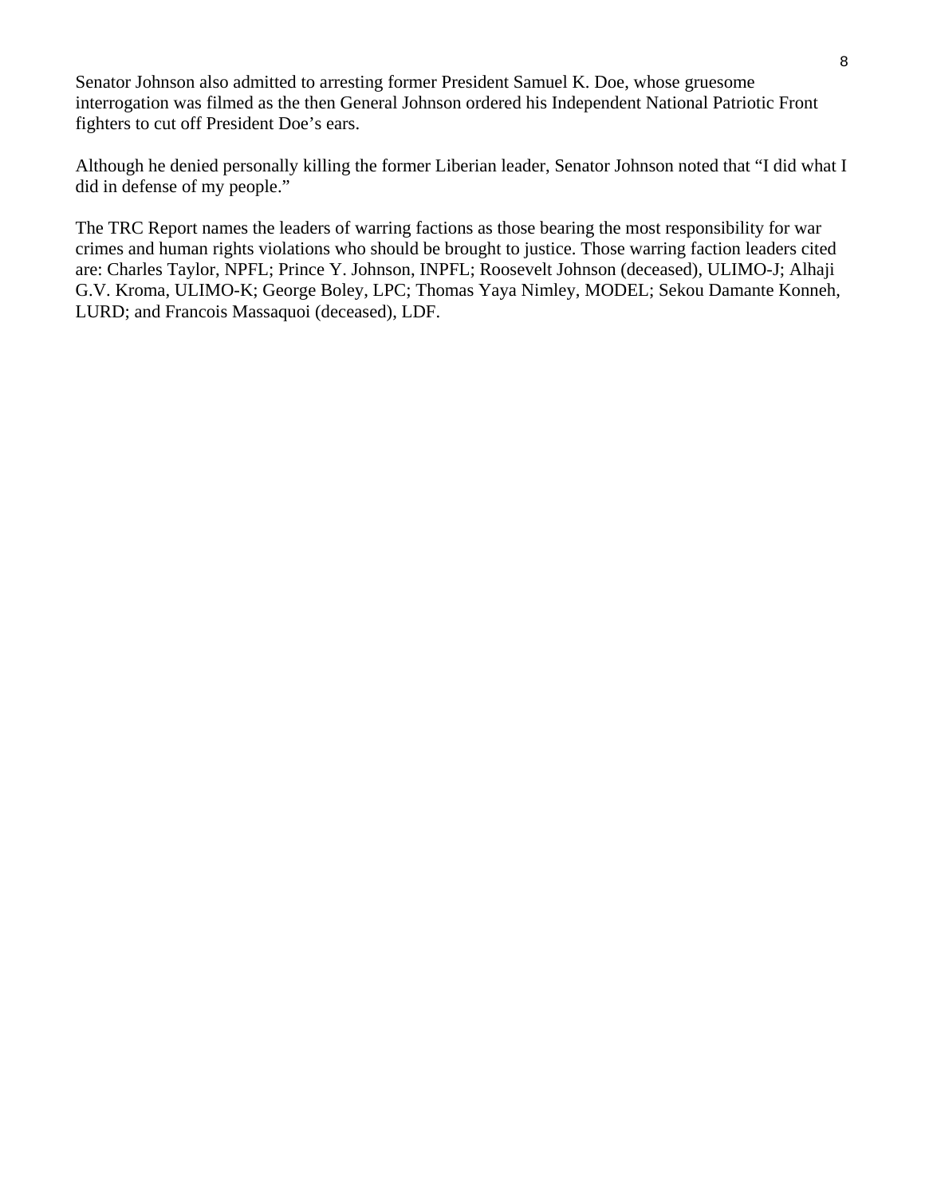Senator Johnson also admitted to arresting former President Samuel K. Doe, whose gruesome interrogation was filmed as the then General Johnson ordered his Independent National Patriotic Front fighters to cut off President Doe's ears.

Although he denied personally killing the former Liberian leader, Senator Johnson noted that "I did what I did in defense of my people."

The TRC Report names the leaders of warring factions as those bearing the most responsibility for war crimes and human rights violations who should be brought to justice. Those warring faction leaders cited are: Charles Taylor, NPFL; Prince Y. Johnson, INPFL; Roosevelt Johnson (deceased), ULIMO-J; Alhaji G.V. Kroma, ULIMO-K; George Boley, LPC; Thomas Yaya Nimley, MODEL; Sekou Damante Konneh, LURD; and Francois Massaquoi (deceased), LDF.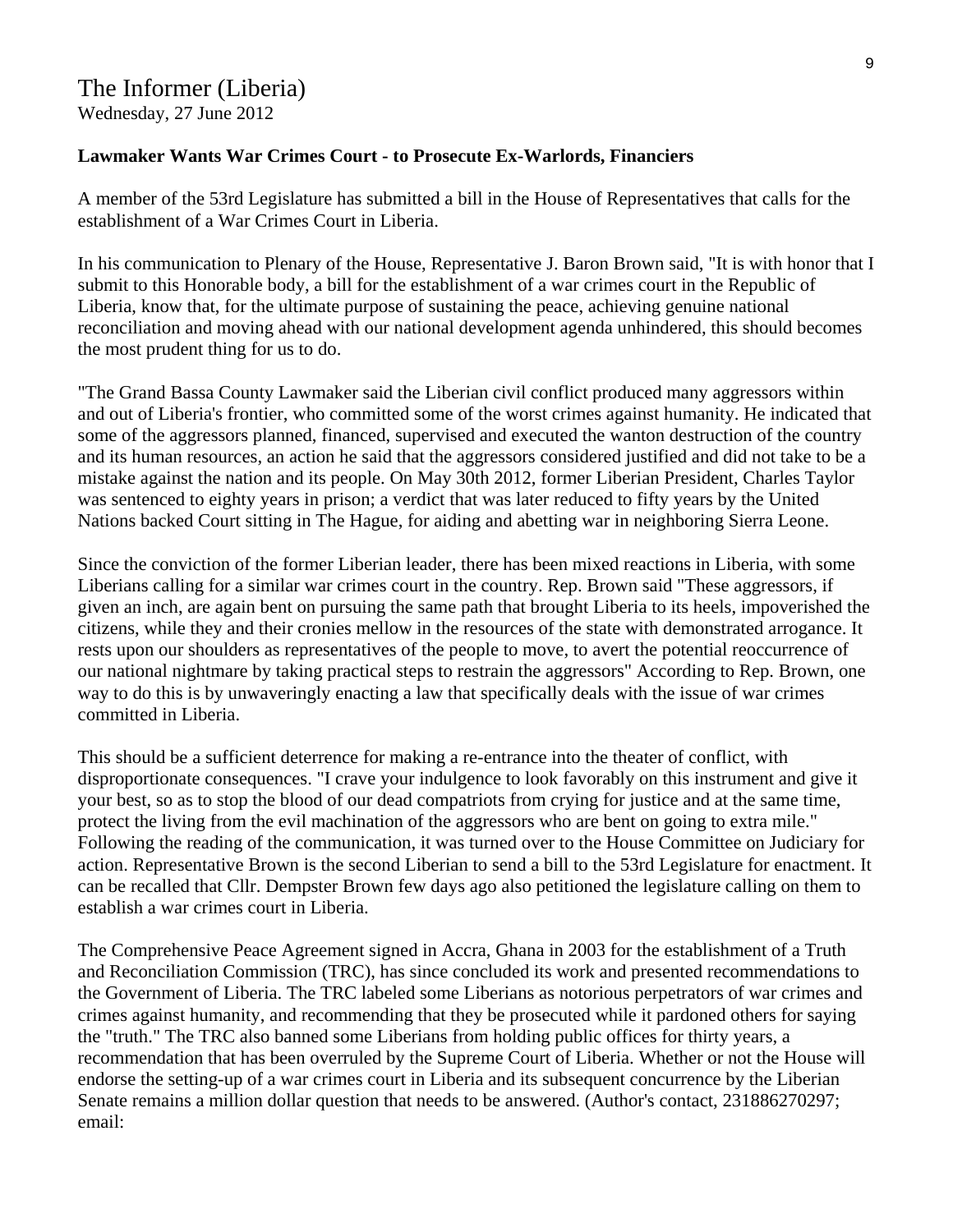# The Informer (Liberia)

Wednesday, 27 June 2012

**Lawmaker Wants War Crimes Court - to Prosecute Ex-Warlords, Financiers**

A member of the 53rd Legislature has submitted a bill in the House of Representatives that calls for the establishment of a War Crimes Court in Liberia.

In his communication to Plenary of the House, Representative J. Baron Brown said, "It is with honor that I submit to this Honorable body, a bill for the establishment of a war crimes court in the Republic of Liberia, know that, for the ultimate purpose of sustaining the peace, achieving genuine national reconciliation and moving ahead with our national development agenda unhindered, this should becomes the most prudent thing for us to do.

"The Grand Bassa County Lawmaker said the Liberian civil conflict produced many aggressors within and out of Liberia's frontier, who committed some of the worst crimes against humanity. He indicated that some of the aggressors planned, financed, supervised and executed the wanton destruction of the country and its human resources, an action he said that the aggressors considered justified and did not take to be a mistake against the nation and its people. On May 30th 2012, former Liberian President, Charles Taylor was sentenced to eighty years in prison; a verdict that was later reduced to fifty years by the United Nations backed Court sitting in The Hague, for aiding and abetting war in neighboring Sierra Leone.

Since the conviction of the former Liberian leader, there has been mixed reactions in Liberia, with some Liberians calling for a similar war crimes court in the country. Rep. Brown said "These aggressors, if given an inch, are again bent on pursuing the same path that brought Liberia to its heels, impoverished the citizens, while they and their cronies mellow in the resources of the state with demonstrated arrogance. It rests upon our shoulders as representatives of the people to move, to avert the potential reoccurrence of our national nightmare by taking practical steps to restrain the aggressors" According to Rep. Brown, one way to do this is by unwaveringly enacting a law that specifically deals with the issue of war crimes committed in Liberia.

This should be a sufficient deterrence for making a re-entrance into the theater of conflict, with disproportionate consequences. "I crave your indulgence to look favorably on this instrument and give it your best, so as to stop the blood of our dead compatriots from crying for justice and at the same time, protect the living from the evil machination of the aggressors who are bent on going to extra mile." Following the reading of the communication, it was turned over to the House Committee on Judiciary for action. Representative Brown is the second Liberian to send a bill to the 53rd Legislature for enactment. It can be recalled that Cllr. Dempster Brown few days ago also petitioned the legislature calling on them to establish a war crimes court in Liberia.

The Comprehensive Peace Agreement signed in Accra, Ghana in 2003 for the establishment of a Truth and Reconciliation Commission (TRC), has since concluded its work and presented recommendations to the Government of Liberia. The TRC labeled some Liberians as notorious perpetrators of war crimes and crimes against humanity, and recommending that they be prosecuted while it pardoned others for saying the "truth." The TRC also banned some Liberians from holding public offices for thirty years, a recommendation that has been overruled by the Supreme Court of Liberia. Whether or not the House will endorse the setting-up of a war crimes court in Liberia and its subsequent concurrence by the Liberian Senate remains a million dollar question that needs to be answered. (Author's contact, 231886270297; email: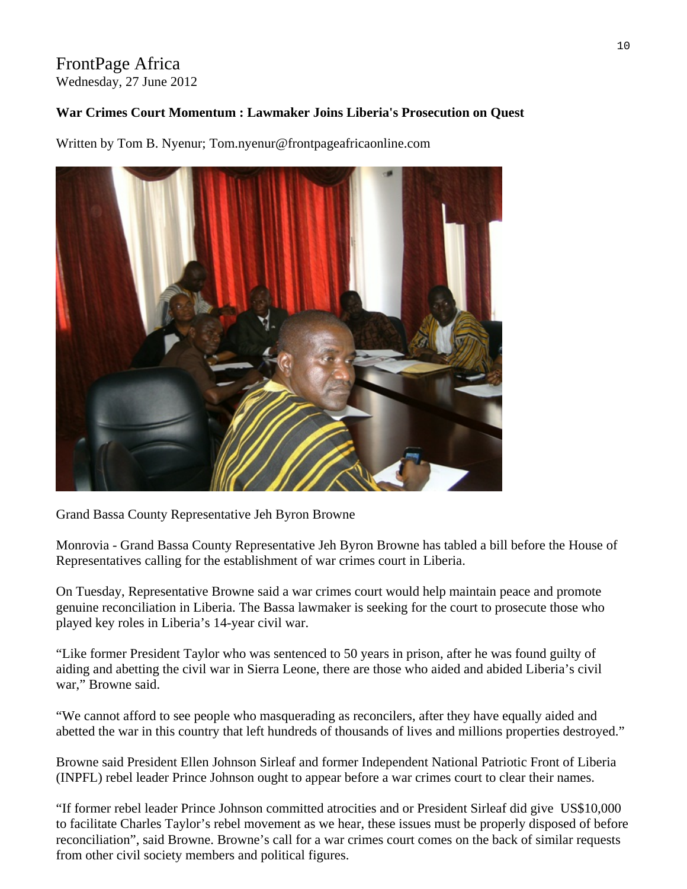FrontPage Africa
Wednesday, 27 June 2012

**War Crimes Court Momentum : Lawmaker Joins Liberia's Prosecution on Quest**

Written by Tom B. Nyenur; Tom.nyenur@frontpageafricaonline.com

Grand Bassa County Representative Jeh Byron Browne

Monrovia - Grand Bassa County Representative Jeh Byron Browne has tabled a bill before the House of Representatives calling for the establishment of war crimes court in Liberia.

On Tuesday, Representative Browne said a war crimes court would help maintain peace and promote genuine reconciliation in Liberia. The Bassa lawmaker is seeking for the court to prosecute those who played key roles in Liberia's 14-year civil war.

"Like former President Taylor who was sentenced to 50 years in prison, after he was found guilty of aiding and abetting the civil war in Sierra Leone, there are those who aided and abided Liberia's civil war," Browne said.

"We cannot afford to see people who masquerading as reconcilers, after they have equally aided and abetted the war in this country that left hundreds of thousands of lives and millions properties destroyed."

Browne said President Ellen Johnson Sirleaf and former Independent National Patriotic Front of Liberia (INPFL) rebel leader Prince Johnson ought to appear before a war crimes court to clear their names.

"If former rebel leader Prince Johnson committed atrocities and or President Sirleaf did give US$10,000 to facilitate Charles Taylor's rebel movement as we hear, these issues must be properly disposed of before reconciliation", said Browne. Browne's call for a war crimes court comes on the back of similar requests from other civil society members and political figures.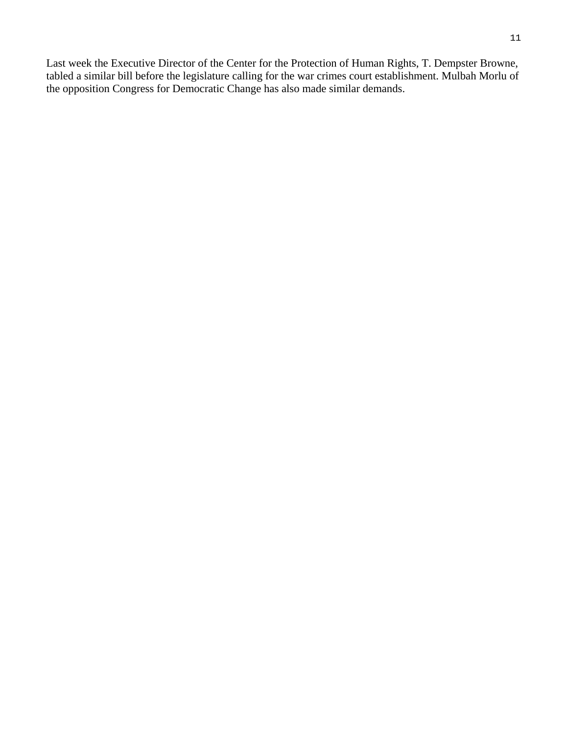Last week the Executive Director of the Center for the Protection of Human Rights, T. Dempster Browne, tabled a similar bill before the legislature calling for the war crimes court establishment. Mulbah Morlu of the opposition Congress for Democratic Change has also made similar demands.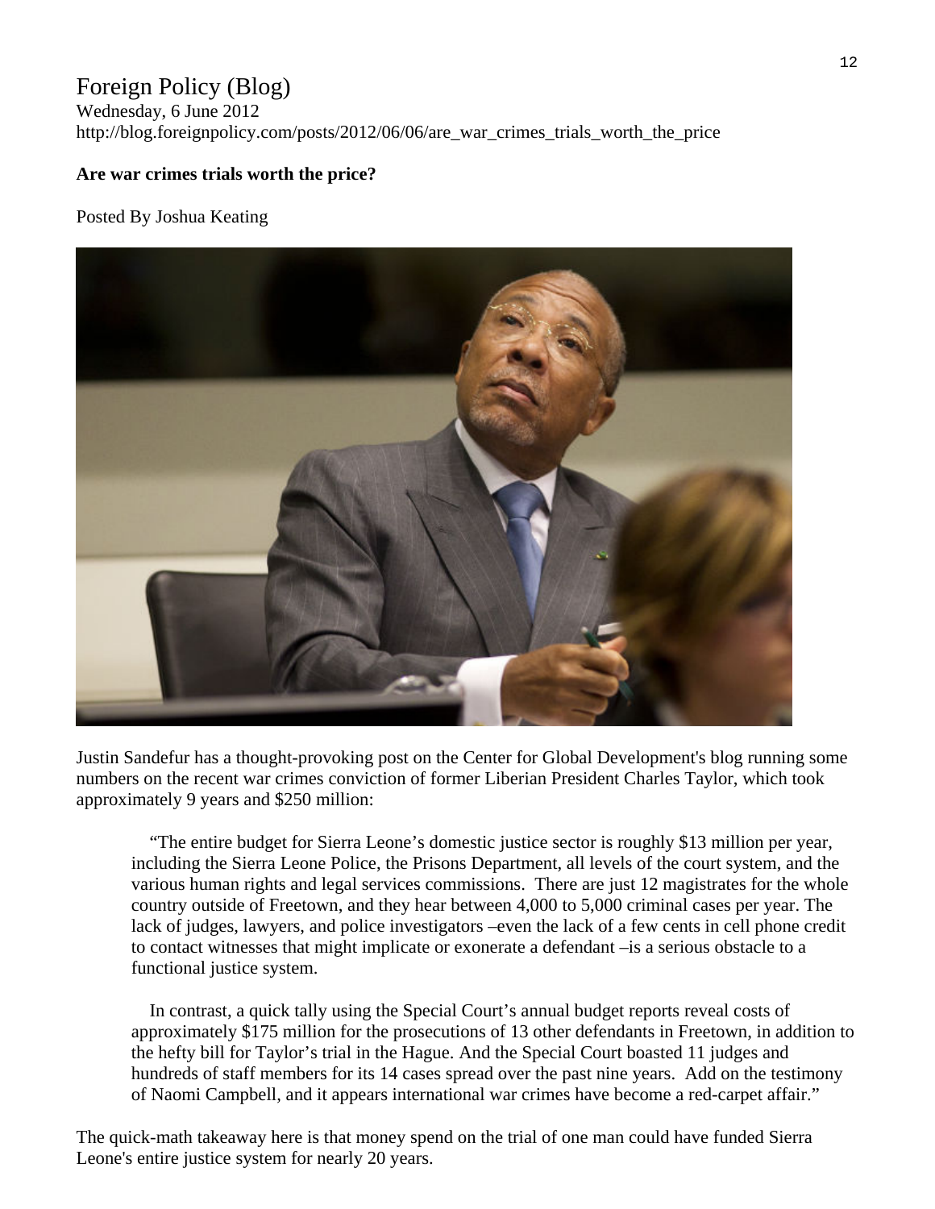# Foreign Policy (Blog)

Wednesday, 6 June 2012

http://blog.foreignpolicy.com/posts/2012/06/06/are_war_crimes_trials_worth_the_price

**Are war crimes trials worth the price?**

Posted By Joshua Keating

Justin Sandefur has a thought-provoking post on the Center for Global Development's blog running some numbers on the recent war crimes conviction of former Liberian President Charles Taylor, which took approximately 9 years and $250 million:

> "The entire budget for Sierra Leone's domestic justice sector is roughly $13 million per year, including the Sierra Leone Police, the Prisons Department, all levels of the court system, and the various human rights and legal services commissions. There are just 12 magistrates for the whole country outside of Freetown, and they hear between 4,000 to 5,000 criminal cases per year. The lack of judges, lawyers, and police investigators –even the lack of a few cents in cell phone credit to contact witnesses that might implicate or exonerate a defendant –is a serious obstacle to a functional justice system.
>
> In contrast, a quick tally using the Special Court's annual budget reports reveal costs of approximately $175 million for the prosecutions of 13 other defendants in Freetown, in addition to the hefty bill for Taylor's trial in the Hague. And the Special Court boasted 11 judges and hundreds of staff members for its 14 cases spread over the past nine years. Add on the testimony of Naomi Campbell, and it appears international war crimes have become a red-carpet affair."

The quick-math takeaway here is that money spend on the trial of one man could have funded Sierra Leone's entire justice system for nearly 20 years.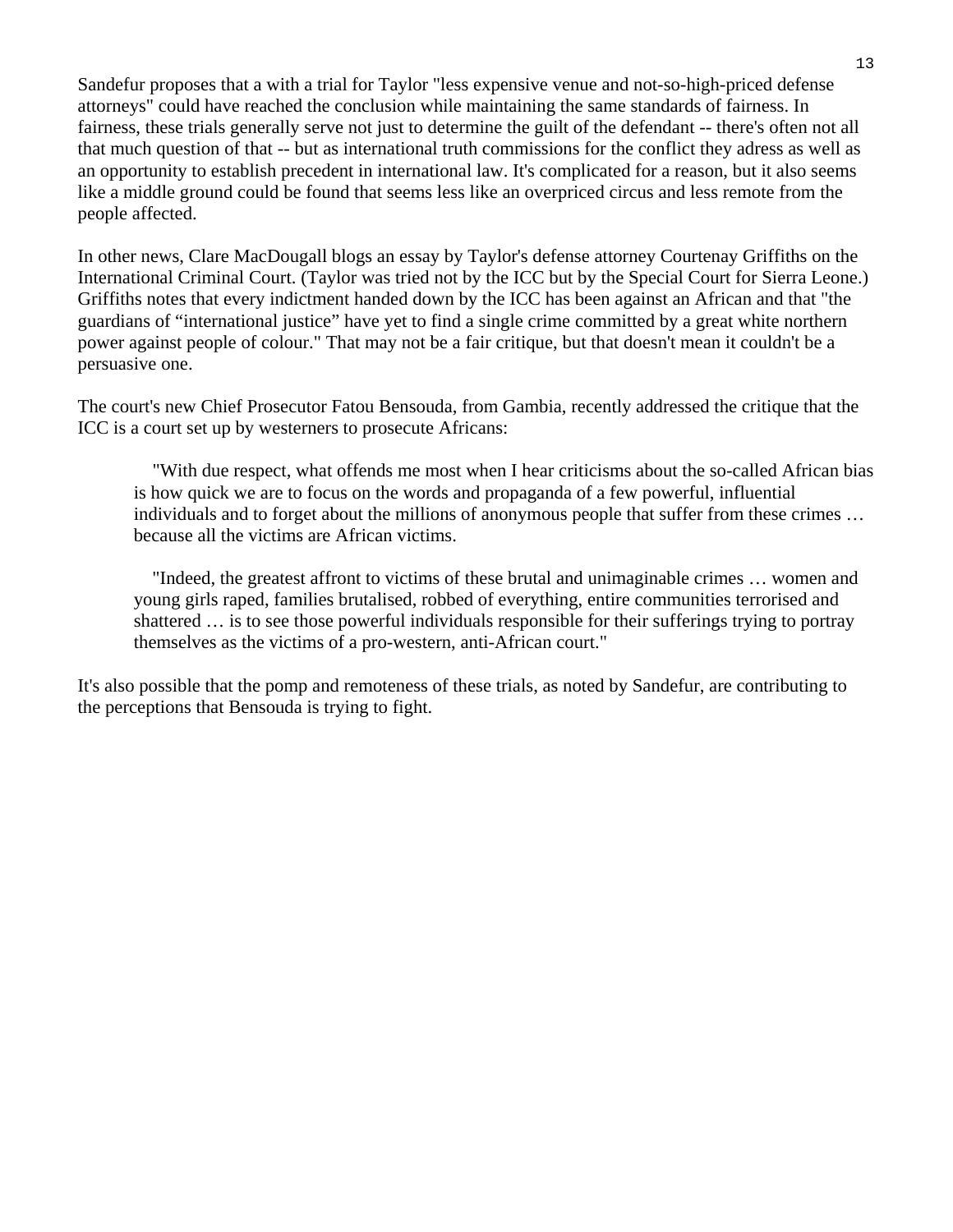Sandefur proposes that a with a trial for Taylor "less expensive venue and not-so-high-priced defense attorneys" could have reached the conclusion while maintaining the same standards of fairness. In fairness, these trials generally serve not just to determine the guilt of the defendant -- there's often not all that much question of that -- but as international truth commissions for the conflict they adress as well as an opportunity to establish precedent in international law. It's complicated for a reason, but it also seems like a middle ground could be found that seems less like an overpriced circus and less remote from the people affected.

In other news, Clare MacDougall blogs an essay by Taylor's defense attorney Courtenay Griffiths on the International Criminal Court. (Taylor was tried not by the ICC but by the Special Court for Sierra Leone.) Griffiths notes that every indictment handed down by the ICC has been against an African and that "the guardians of “international justice” have yet to find a single crime committed by a great white northern power against people of colour." That may not be a fair critique, but that doesn't mean it couldn't be a persuasive one.

The court's new Chief Prosecutor Fatou Bensouda, from Gambia, recently addressed the critique that the ICC is a court set up by westerners to prosecute Africans:

> "With due respect, what offends me most when I hear criticisms about the so-called African bias is how quick we are to focus on the words and propaganda of a few powerful, influential individuals and to forget about the millions of anonymous people that suffer from these crimes … because all the victims are African victims.
>
> "Indeed, the greatest affront to victims of these brutal and unimaginable crimes … women and young girls raped, families brutalised, robbed of everything, entire communities terrorised and shattered … is to see those powerful individuals responsible for their sufferings trying to portray themselves as the victims of a pro-western, anti-African court."

It's also possible that the pomp and remoteness of these trials, as noted by Sandefur, are contributing to the perceptions that Bensouda is trying to fight.